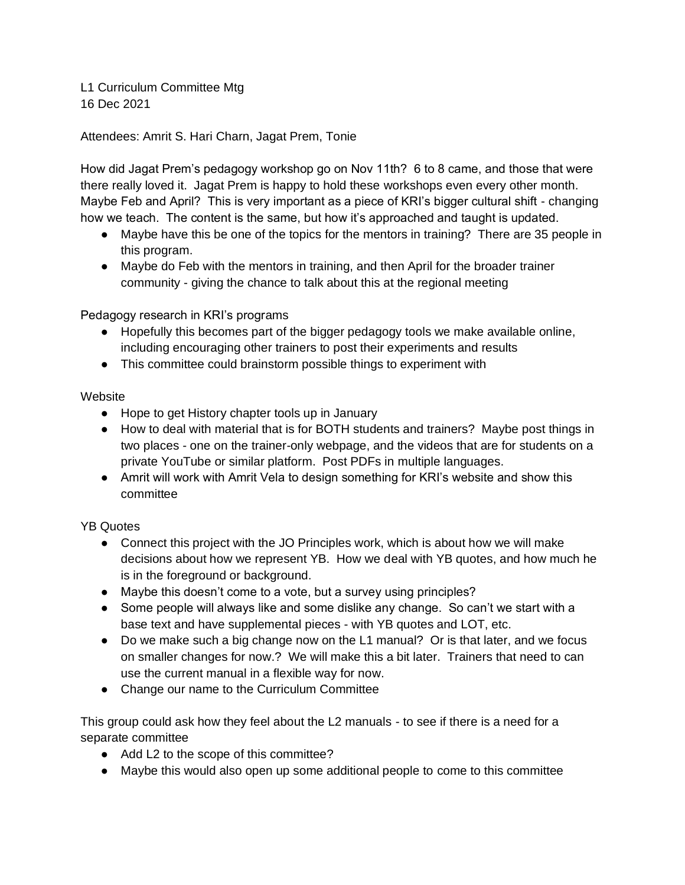L1 Curriculum Committee Mtg
16 Dec 2021

Attendees: Amrit S. Hari Charn, Jagat Prem, Tonie

How did Jagat Prem's pedagogy workshop go on Nov 11th? 6 to 8 came, and those that were there really loved it. Jagat Prem is happy to hold these workshops even every other month. Maybe Feb and April? This is very important as a piece of KRI's bigger cultural shift - changing how we teach. The content is the same, but how it's approached and taught is updated.

- Maybe have this be one of the topics for the mentors in training? There are 35 people in this program.
- Maybe do Feb with the mentors in training, and then April for the broader trainer community - giving the chance to talk about this at the regional meeting

Pedagogy research in KRI's programs

- Hopefully this becomes part of the bigger pedagogy tools we make available online, including encouraging other trainers to post their experiments and results
- This committee could brainstorm possible things to experiment with

Website

- Hope to get History chapter tools up in January
- How to deal with material that is for BOTH students and trainers? Maybe post things in two places - one on the trainer-only webpage, and the videos that are for students on a private YouTube or similar platform. Post PDFs in multiple languages.
- Amrit will work with Amrit Vela to design something for KRI's website and show this committee

YB Quotes

- Connect this project with the JO Principles work, which is about how we will make decisions about how we represent YB. How we deal with YB quotes, and how much he is in the foreground or background.
- Maybe this doesn't come to a vote, but a survey using principles?
- Some people will always like and some dislike any change. So can't we start with a base text and have supplemental pieces - with YB quotes and LOT, etc.
- Do we make such a big change now on the L1 manual? Or is that later, and we focus on smaller changes for now.? We will make this a bit later. Trainers that need to can use the current manual in a flexible way for now.
- Change our name to the Curriculum Committee

This group could ask how they feel about the L2 manuals - to see if there is a need for a separate committee

- Add L2 to the scope of this committee?
- Maybe this would also open up some additional people to come to this committee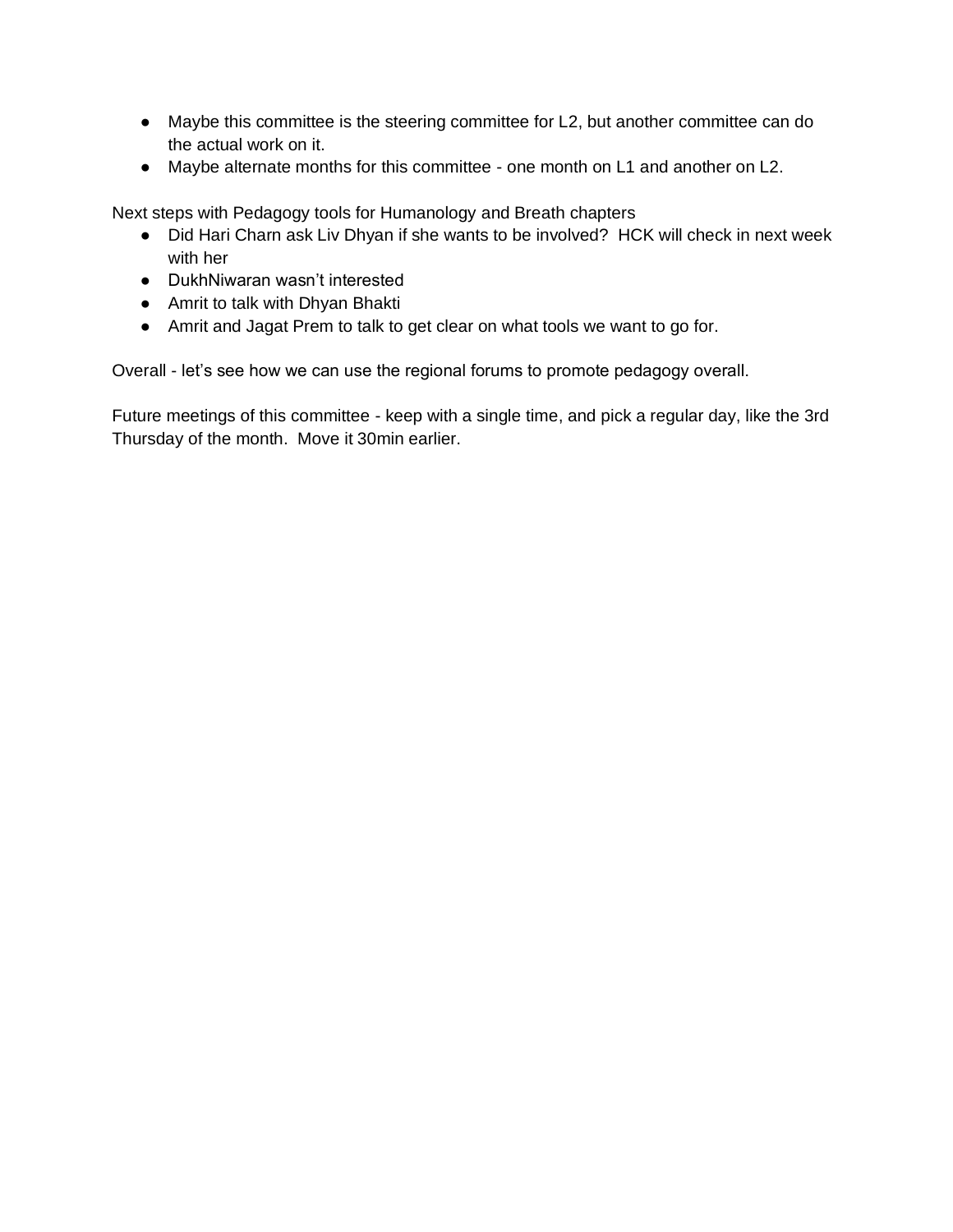- Maybe this committee is the steering committee for L2, but another committee can do the actual work on it.
- Maybe alternate months for this committee - one month on L1 and another on L2.

Next steps with Pedagogy tools for Humanology and Breath chapters

- Did Hari Charn ask Liv Dhyan if she wants to be involved? HCK will check in next week with her
- DukhNiwaran wasn't interested
- Amrit to talk with Dhyan Bhakti
- Amrit and Jagat Prem to talk to get clear on what tools we want to go for.

Overall - let's see how we can use the regional forums to promote pedagogy overall.

Future meetings of this committee - keep with a single time, and pick a regular day, like the 3rd Thursday of the month. Move it 30min earlier.